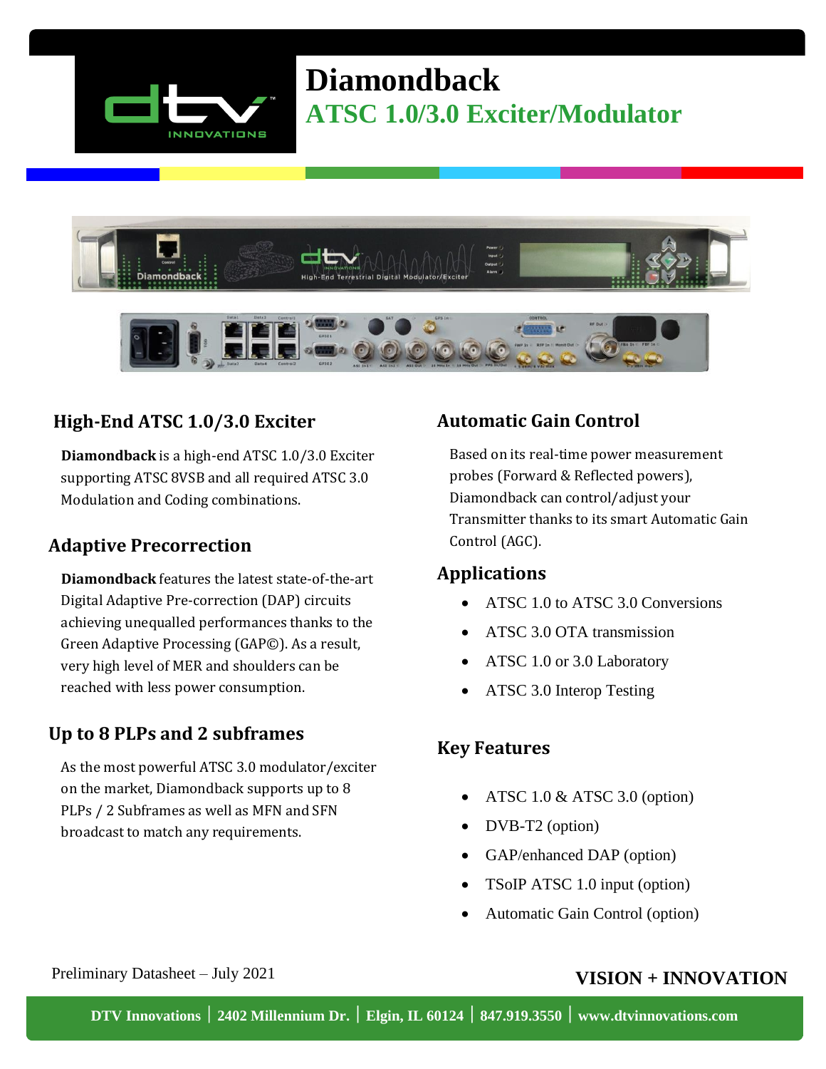# Diamondback

## ATSC 1.0/3.0 Exciter/Modulator

### High-End ATSC 1.0/3.0 Exciter

**Diamondback** is a high-end ATSC 1.0/3.0 Exciter supporting ATSC 8VSB and all required ATSC 3.0 Modulation and Coding combinations.

### Adaptive Precorrection

**Diamondback** features the latest state-of-the-art Digital Adaptive Pre-correction (DAP) circuits achieving unequalled performances thanks to the Green Adaptive Processing (GAP©). As a result, very high level of MER and shoulders can be reached with less power consumption.

### Up to 8 PLPs and 2 subframes

As the most powerful ATSC 3.0 modulator/exciter on the market, Diamondback supports up to 8 PLPs / 2 Subframes as well as MFN and SFN broadcast to match any requirements.

### Automatic Gain Control

Based on its real-time power measurement probes (Forward & Reflected powers), Diamondback can control/adjust your Transmitter thanks to its smart Automatic Gain Control (AGC).

### Applications

- ATSC 1.0 to ATSC 3.0 Conversions
- ATSC 3.0 OTA transmission
- ATSC 1.0 or 3.0 Laboratory
- ATSC 3.0 Interop Testing

### Key Features

- ATSC 1.0 & ATSC 3.0 (option)
- DVB-T2 (option)
- GAP/enhanced DAP (option)
- TSoIP ATSC 1.0 input (option)
- Automatic Gain Control (option)

Preliminary Datasheet – July 2021

**VISION + INNOVATION**

**DTV Innovations | 2402 Millennium Dr. | Elgin, IL 60124 | 847.919.3550 | www.dtvinnovations.com**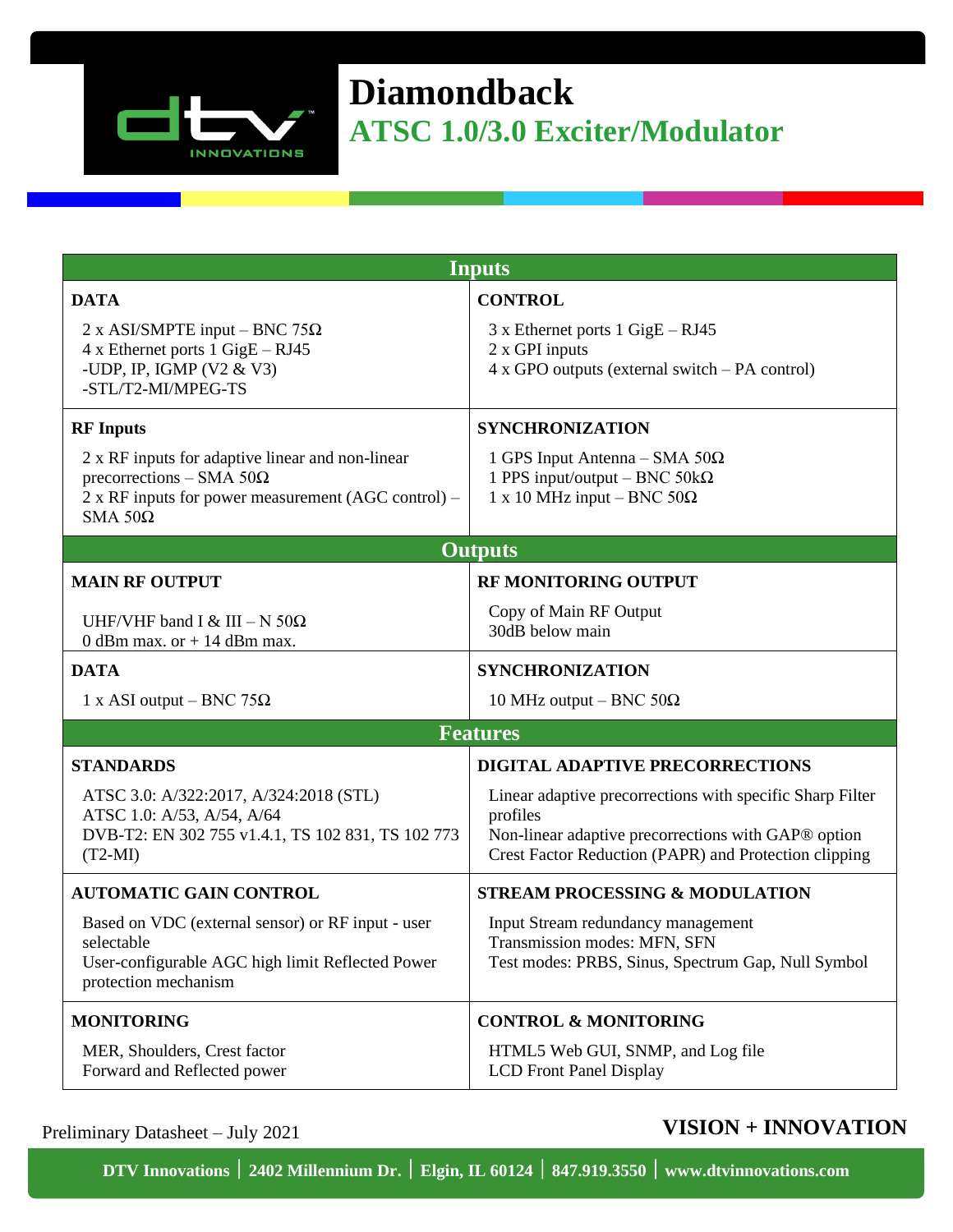# Diamondback

## ATSC 1.0/3.0 Exciter/Modulator

| Inputs | |
|---|---|
| **DATA**<br><br>2 x ASI/SMPTE input – BNC 75Ω<br>4 x Ethernet ports 1 GigE – RJ45<br>-UDP, IP, IGMP (V2 & V3)<br>-STL/T2-MI/MPEG-TS | **CONTROL**<br><br>3 x Ethernet ports 1 GigE – RJ45<br>2 x GPI inputs<br>4 x GPO outputs (external switch – PA control) |
| **RF Inputs**<br><br>2 x RF inputs for adaptive linear and non-linear precorrections – SMA 50Ω<br>2 x RF inputs for power measurement (AGC control) – SMA 50Ω | **SYNCHRONIZATION**<br><br>1 GPS Input Antenna – SMA 50Ω<br>1 PPS input/output – BNC 50kΩ<br>1 x 10 MHz input – BNC 50Ω |
| **Outputs** | |
| **MAIN RF OUTPUT**<br><br>UHF/VHF band I & III – N 50Ω<br>0 dBm max. or + 14 dBm max. | **RF MONITORING OUTPUT**<br><br>Copy of Main RF Output<br>30dB below main |
| **DATA**<br><br>1 x ASI output – BNC 75Ω | **SYNCHRONIZATION**<br><br>10 MHz output – BNC 50Ω |
| **Features** | |
| **STANDARDS**<br><br>ATSC 3.0: A/322:2017, A/324:2018 (STL)<br>ATSC 1.0: A/53, A/54, A/64<br>DVB-T2: EN 302 755 v1.4.1, TS 102 831, TS 102 773 (T2-MI) | **DIGITAL ADAPTIVE PRECORRECTIONS**<br><br>Linear adaptive precorrections with specific Sharp Filter profiles<br>Non-linear adaptive precorrections with GAP® option<br>Crest Factor Reduction (PAPR) and Protection clipping |
| **AUTOMATIC GAIN CONTROL**<br><br>Based on VDC (external sensor) or RF input - user selectable<br>User-configurable AGC high limit Reflected Power protection mechanism | **STREAM PROCESSING & MODULATION**<br><br>Input Stream redundancy management<br>Transmission modes: MFN, SFN<br>Test modes: PRBS, Sinus, Spectrum Gap, Null Symbol |
| **MONITORING**<br><br>MER, Shoulders, Crest factor<br>Forward and Reflected power | **CONTROL & MONITORING**<br><br>HTML5 Web GUI, SNMP, and Log file<br>LCD Front Panel Display |

Preliminary Datasheet – July 2021

**VISION + INNOVATION**

**DTV Innovations | 2402 Millennium Dr. | Elgin, IL 60124 | 847.919.3550 | www.dtvinnovations.com**